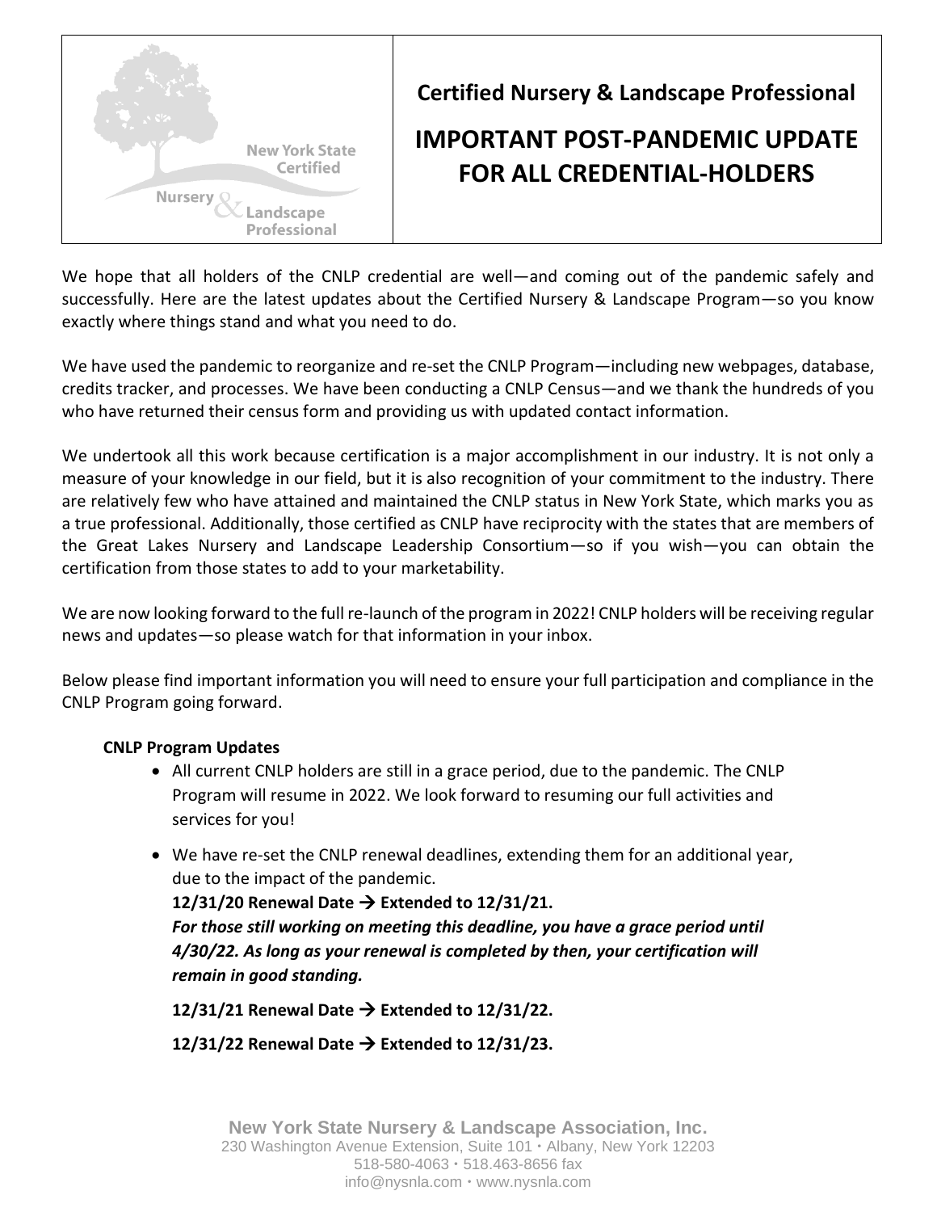New York State Certified Nursery & Landscape Professional

**Certified Nursery & Landscape Professional**

# IMPORTANT POST-PANDEMIC UPDATE FOR ALL CREDENTIAL-HOLDERS

We hope that all holders of the CNLP credential are well—and coming out of the pandemic safely and successfully. Here are the latest updates about the Certified Nursery & Landscape Program—so you know exactly where things stand and what you need to do.

We have used the pandemic to reorganize and re-set the CNLP Program—including new webpages, database, credits tracker, and processes. We have been conducting a CNLP Census—and we thank the hundreds of you who have returned their census form and providing us with updated contact information.

We undertook all this work because certification is a major accomplishment in our industry. It is not only a measure of your knowledge in our field, but it is also recognition of your commitment to the industry. There are relatively few who have attained and maintained the CNLP status in New York State, which marks you as a true professional. Additionally, those certified as CNLP have reciprocity with the states that are members of the Great Lakes Nursery and Landscape Leadership Consortium—so if you wish—you can obtain the certification from those states to add to your marketability.

We are now looking forward to the full re-launch of the program in 2022! CNLP holders will be receiving regular news and updates—so please watch for that information in your inbox.

Below please find important information you will need to ensure your full participation and compliance in the CNLP Program going forward.

**CNLP Program Updates**

- All current CNLP holders are still in a grace period, due to the pandemic. The CNLP Program will resume in 2022. We look forward to resuming our full activities and services for you!
- We have re-set the CNLP renewal deadlines, extending them for an additional year, due to the impact of the pandemic.
  **12/31/20 Renewal Date → Extended to 12/31/21.**
  ***For those still working on meeting this deadline, you have a grace period until 4/30/22. As long as your renewal is completed by then, your certification will remain in good standing.***

  **12/31/21 Renewal Date → Extended to 12/31/22.**

  **12/31/22 Renewal Date → Extended to 12/31/23.**

New York State Nursery & Landscape Association, Inc.
230 Washington Avenue Extension, Suite 101 • Albany, New York 12203
518-580-4063 • 518.463-8656 fax
info@nysnla.com • www.nysnla.com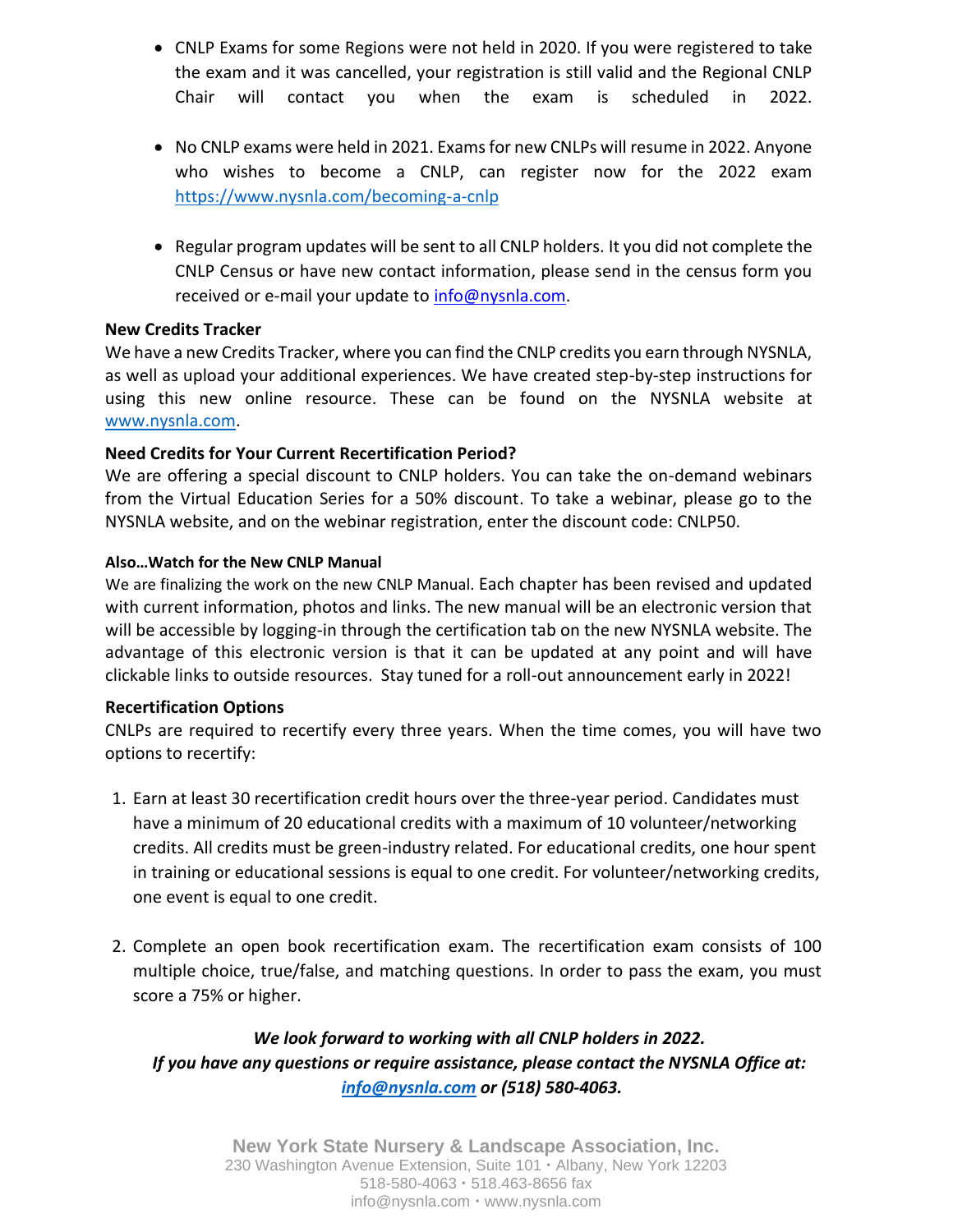- CNLP Exams for some Regions were not held in 2020. If you were registered to take the exam and it was cancelled, your registration is still valid and the Regional CNLP Chair will contact you when the exam is scheduled in 2022.

- No CNLP exams were held in 2021. Exams for new CNLPs will resume in 2022. Anyone who wishes to become a CNLP, can register now for the 2022 exam https://www.nysnla.com/becoming-a-cnlp

- Regular program updates will be sent to all CNLP holders. It you did not complete the CNLP Census or have new contact information, please send in the census form you received or e-mail your update to info@nysnla.com.

**New Credits Tracker**

We have a new Credits Tracker, where you can find the CNLP credits you earn through NYSNLA, as well as upload your additional experiences. We have created step-by-step instructions for using this new online resource. These can be found on the NYSNLA website at www.nysnla.com.

**Need Credits for Your Current Recertification Period?**

We are offering a special discount to CNLP holders. You can take the on-demand webinars from the Virtual Education Series for a 50% discount. To take a webinar, please go to the NYSNLA website, and on the webinar registration, enter the discount code: CNLP50.

**Also…Watch for the New CNLP Manual**

We are finalizing the work on the new CNLP Manual. Each chapter has been revised and updated with current information, photos and links. The new manual will be an electronic version that will be accessible by logging-in through the certification tab on the new NYSNLA website. The advantage of this electronic version is that it can be updated at any point and will have clickable links to outside resources. Stay tuned for a roll-out announcement early in 2022!

**Recertification Options**

CNLPs are required to recertify every three years. When the time comes, you will have two options to recertify:

1. Earn at least 30 recertification credit hours over the three-year period. Candidates must have a minimum of 20 educational credits with a maximum of 10 volunteer/networking credits. All credits must be green-industry related. For educational credits, one hour spent in training or educational sessions is equal to one credit. For volunteer/networking credits, one event is equal to one credit.

2. Complete an open book recertification exam. The recertification exam consists of 100 multiple choice, true/false, and matching questions. In order to pass the exam, you must score a 75% or higher.

***We look forward to working with all CNLP holders in 2022.***
***If you have any questions or require assistance, please contact the NYSNLA Office at: info@nysnla.com or (518) 580-4063.***

**New York State Nursery & Landscape Association, Inc.**
230 Washington Avenue Extension, Suite 101 • Albany, New York 12203
518-580-4063 • 518.463-8656 fax
info@nysnla.com • www.nysnla.com